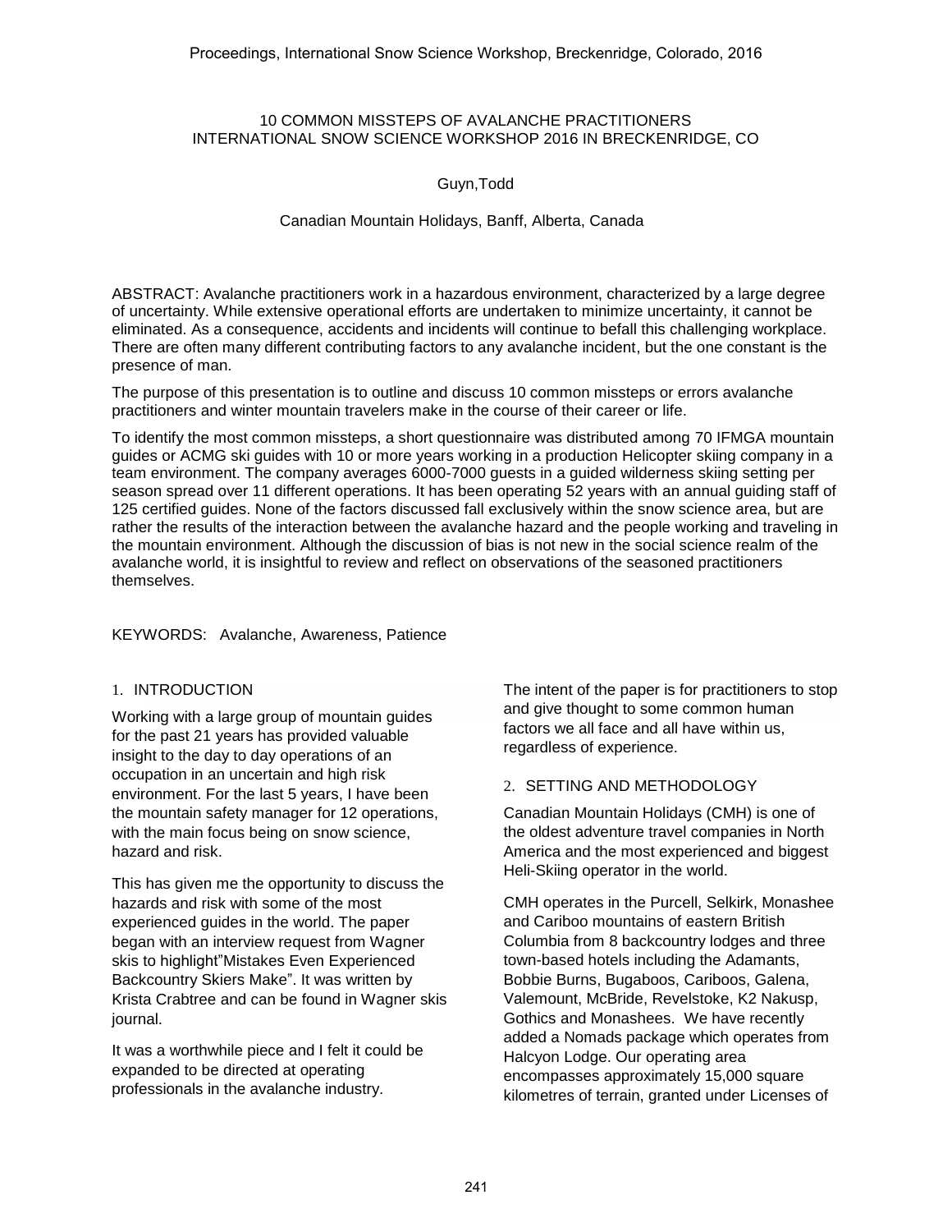# 10 COMMON MISSTEPS OF AVALANCHE PRACTITIONERS INTERNATIONAL SNOW SCIENCE WORKSHOP 2016 IN BRECKENRIDGE, CO

Guyn,Todd

Canadian Mountain Holidays, Banff, Alberta, Canada

ABSTRACT: Avalanche practitioners work in a hazardous environment, characterized by a large degree of uncertainty. While extensive operational efforts are undertaken to minimize uncertainty, it cannot be eliminated. As a consequence, accidents and incidents will continue to befall this challenging workplace. There are often many different contributing factors to any avalanche incident, but the one constant is the presence of man.

The purpose of this presentation is to outline and discuss 10 common missteps or errors avalanche practitioners and winter mountain travelers make in the course of their career or life.

To identify the most common missteps, a short questionnaire was distributed among 70 IFMGA mountain guides or ACMG ski guides with 10 or more years working in a production Helicopter skiing company in a team environment. The company averages 6000-7000 guests in a guided wilderness skiing setting per season spread over 11 different operations. It has been operating 52 years with an annual guiding staff of 125 certified guides. None of the factors discussed fall exclusively within the snow science area, but are rather the results of the interaction between the avalanche hazard and the people working and traveling in the mountain environment. Although the discussion of bias is not new in the social science realm of the avalanche world, it is insightful to review and reflect on observations of the seasoned practitioners themselves.

KEYWORDS: Avalanche, Awareness, Patience

## 1. INTRODUCTION

Working with a large group of mountain guides for the past 21 years has provided valuable insight to the day to day operations of an occupation in an uncertain and high risk environment. For the last 5 years, I have been the mountain safety manager for 12 operations, with the main focus being on snow science, hazard and risk.

This has given me the opportunity to discuss the hazards and risk with some of the most experienced guides in the world. The paper began with an interview request from Wagner skis to highlight"Mistakes Even Experienced Backcountry Skiers Make". It was written by Krista Crabtree and can be found in Wagner skis journal.

It was a worthwhile piece and I felt it could be expanded to be directed at operating professionals in the avalanche industry.

The intent of the paper is for practitioners to stop and give thought to some common human factors we all face and all have within us, regardless of experience.

## 2. SETTING AND METHODOLOGY

Canadian Mountain Holidays (CMH) is one of the oldest adventure travel companies in North America and the most experienced and biggest Heli-Skiing operator in the world.

CMH operates in the Purcell, Selkirk, Monashee and Cariboo mountains of eastern British Columbia from 8 backcountry lodges and three town-based hotels including the Adamants, Bobbie Burns, Bugaboos, Cariboos, Galena, Valemount, McBride, Revelstoke, K2 Nakusp, Gothics and Monashees. We have recently added a Nomads package which operates from Halcyon Lodge. Our operating area encompasses approximately 15,000 square kilometres of terrain, granted under Licenses of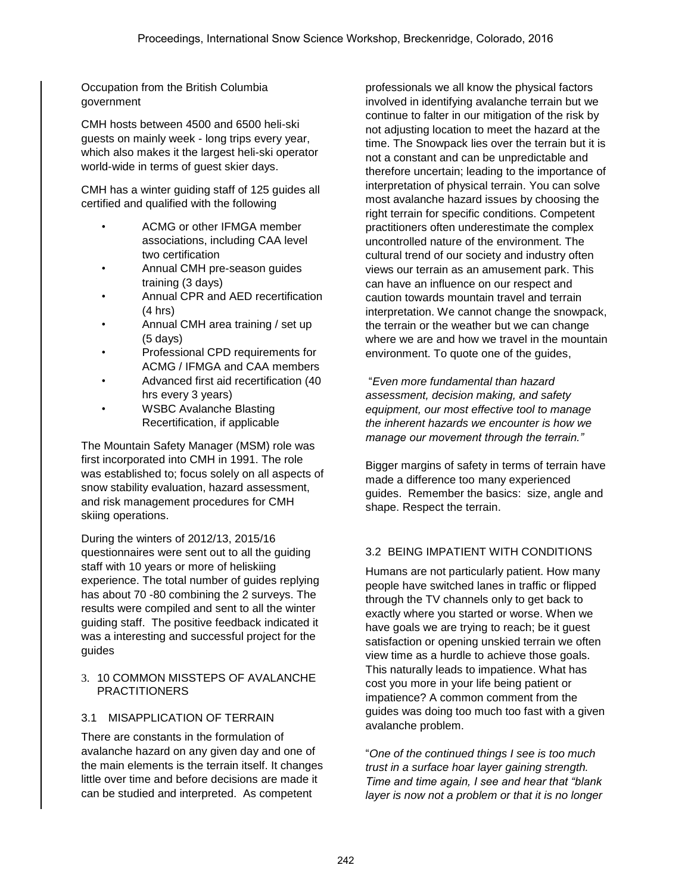Occupation from the British Columbia government

CMH hosts between 4500 and 6500 heli-ski guests on mainly week - long trips every year, which also makes it the largest heli-ski operator world-wide in terms of guest skier days.

CMH has a winter guiding staff of 125 guides all certified and qualified with the following

- ACMG or other IFMGA member associations, including CAA level two certification
- Annual CMH pre-season guides training (3 days)
- Annual CPR and AED recertification (4 hrs)
- Annual CMH area training / set up (5 days)
- Professional CPD requirements for ACMG / IFMGA and CAA members
- Advanced first aid recertification (40 hrs every 3 years)
- WSBC Avalanche Blasting Recertification, if applicable

The Mountain Safety Manager (MSM) role was first incorporated into CMH in 1991. The role was established to; focus solely on all aspects of snow stability evaluation, hazard assessment, and risk management procedures for CMH skiing operations.

During the winters of 2012/13, 2015/16 questionnaires were sent out to all the guiding staff with 10 years or more of heliskiing experience. The total number of guides replying has about 70 -80 combining the 2 surveys. The results were compiled and sent to all the winter guiding staff. The positive feedback indicated it was a interesting and successful project for the guides

## 3. 10 COMMON MISSTEPS OF AVALANCHE PRACTITIONERS

### 3.1 MISAPPLICATION OF TERRAIN

There are constants in the formulation of avalanche hazard on any given day and one of the main elements is the terrain itself. It changes little over time and before decisions are made it can be studied and interpreted. As competent professionals we all know the physical factors involved in identifying avalanche terrain but we continue to falter in our mitigation of the risk by not adjusting location to meet the hazard at the time. The Snowpack lies over the terrain but it is not a constant and can be unpredictable and therefore uncertain; leading to the importance of interpretation of physical terrain. You can solve most avalanche hazard issues by choosing the right terrain for specific conditions. Competent practitioners often underestimate the complex uncontrolled nature of the environment. The cultural trend of our society and industry often views our terrain as an amusement park. This can have an influence on our respect and caution towards mountain travel and terrain interpretation. We cannot change the snowpack, the terrain or the weather but we can change where we are and how we travel in the mountain environment. To quote one of the guides,

"*Even more fundamental than hazard assessment, decision making, and safety equipment, our most effective tool to manage the inherent hazards we encounter is how we manage our movement through the terrain.*"

Bigger margins of safety in terms of terrain have made a difference too many experienced guides. Remember the basics: size, angle and shape. Respect the terrain.

### 3.2 BEING IMPATIENT WITH CONDITIONS

Humans are not particularly patient. How many people have switched lanes in traffic or flipped through the TV channels only to get back to exactly where you started or worse. When we have goals we are trying to reach; be it guest satisfaction or opening unskied terrain we often view time as a hurdle to achieve those goals. This naturally leads to impatience. What has cost you more in your life being patient or impatience? A common comment from the guides was doing too much too fast with a given avalanche problem.

"*One of the continued things I see is too much trust in a surface hoar layer gaining strength. Time and time again, I see and hear that "blank layer is now not a problem or that it is no longer*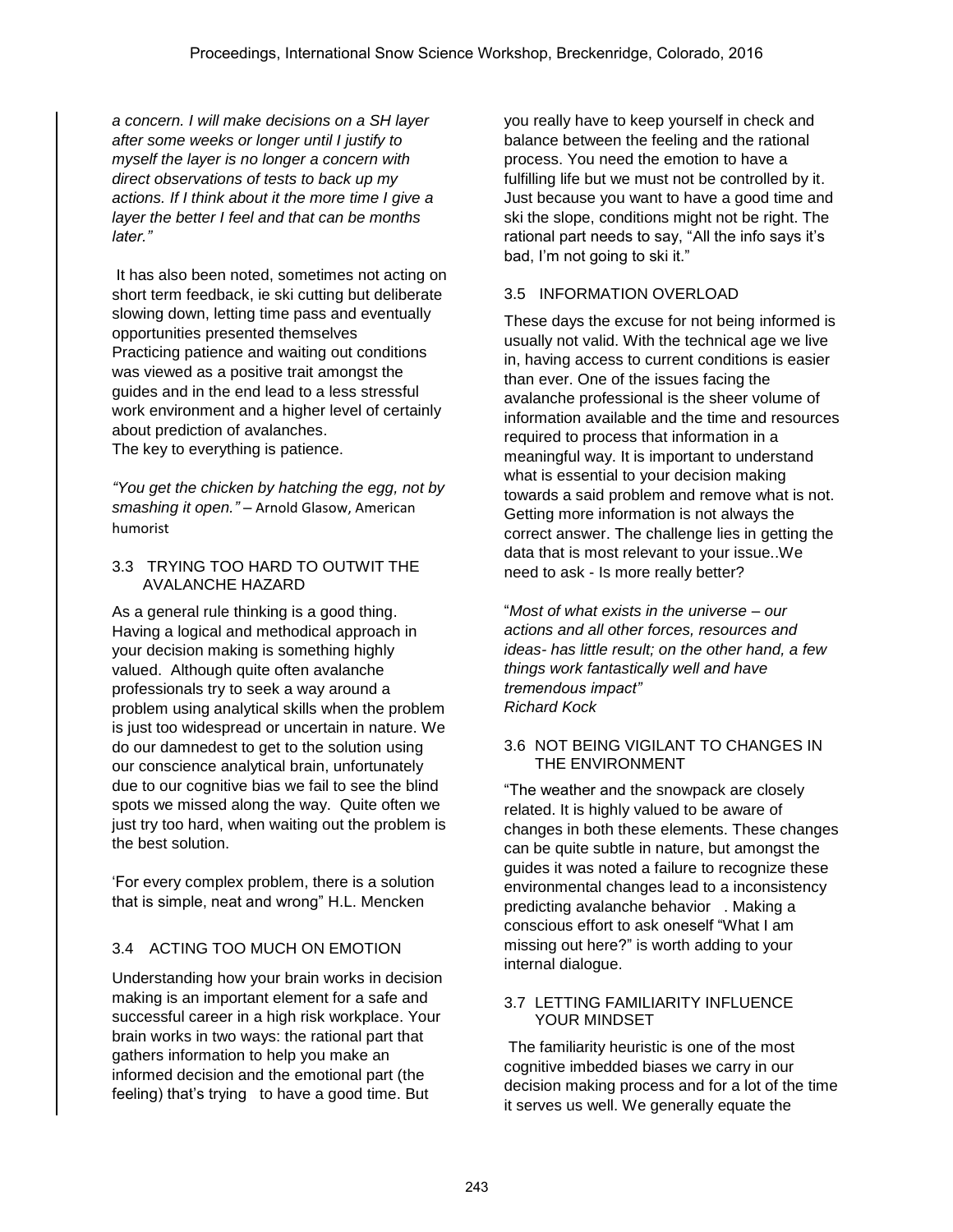*a concern. I will make decisions on a SH layer after some weeks or longer until I justify to myself the layer is no longer a concern with direct observations of tests to back up my actions. If I think about it the more time I give a layer the better I feel and that can be months later."*

It has also been noted, sometimes not acting on short term feedback, ie ski cutting but deliberate slowing down, letting time pass and eventually opportunities presented themselves
Practicing patience and waiting out conditions was viewed as a positive trait amongst the guides and in the end lead to a less stressful work environment and a higher level of certainly about prediction of avalanches.
The key to everything is patience.

*"You get the chicken by hatching the egg, not by smashing it open."* – Arnold Glasow, American humorist

### 3.3 TRYING TOO HARD TO OUTWIT THE AVALANCHE HAZARD

As a general rule thinking is a good thing. Having a logical and methodical approach in your decision making is something highly valued. Although quite often avalanche professionals try to seek a way around a problem using analytical skills when the problem is just too widespread or uncertain in nature. We do our damnedest to get to the solution using our conscience analytical brain, unfortunately due to our cognitive bias we fail to see the blind spots we missed along the way. Quite often we just try too hard, when waiting out the problem is the best solution.

'For every complex problem, there is a solution that is simple, neat and wrong" H.L. Mencken

### 3.4 ACTING TOO MUCH ON EMOTION

Understanding how your brain works in decision making is an important element for a safe and successful career in a high risk workplace. Your brain works in two ways: the rational part that gathers information to help you make an informed decision and the emotional part (the feeling) that's trying to have a good time. But you really have to keep yourself in check and balance between the feeling and the rational process. You need the emotion to have a fulfilling life but we must not be controlled by it. Just because you want to have a good time and ski the slope, conditions might not be right. The rational part needs to say, "All the info says it's bad, I'm not going to ski it."

### 3.5 INFORMATION OVERLOAD

These days the excuse for not being informed is usually not valid. With the technical age we live in, having access to current conditions is easier than ever. One of the issues facing the avalanche professional is the sheer volume of information available and the time and resources required to process that information in a meaningful way. It is important to understand what is essential to your decision making towards a said problem and remove what is not. Getting more information is not always the correct answer. The challenge lies in getting the data that is most relevant to your issue..We need to ask - Is more really better?

"*Most of what exists in the universe – our actions and all other forces, resources and ideas- has little result; on the other hand, a few things work fantastically well and have tremendous impact"*
*Richard Kock*

### 3.6 NOT BEING VIGILANT TO CHANGES IN THE ENVIRONMENT

"The weather and the snowpack are closely related. It is highly valued to be aware of changes in both these elements. These changes can be quite subtle in nature, but amongst the guides it was noted a failure to recognize these environmental changes lead to a inconsistency predicting avalanche behavior . Making a conscious effort to ask oneself "What I am missing out here?" is worth adding to your internal dialogue.

### 3.7 LETTING FAMILIARITY INFLUENCE YOUR MINDSET

The familiarity heuristic is one of the most cognitive imbedded biases we carry in our decision making process and for a lot of the time it serves us well. We generally equate the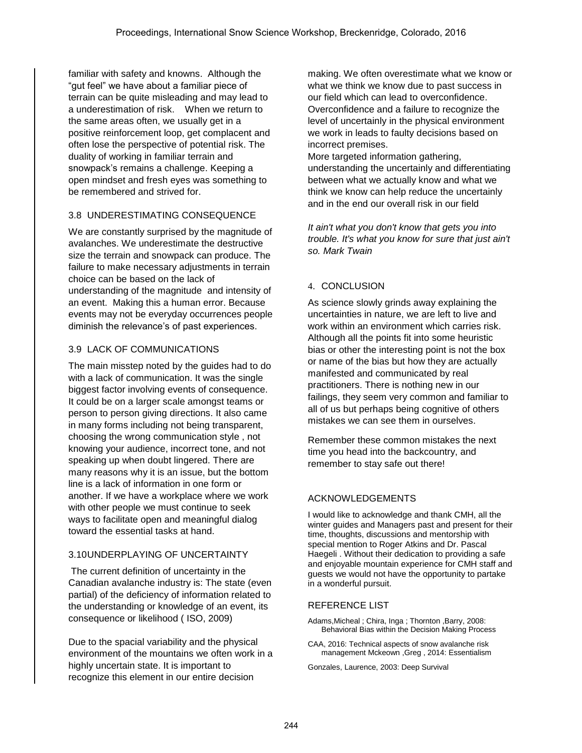familiar with safety and knowns. Although the "gut feel" we have about a familiar piece of terrain can be quite misleading and may lead to a underestimation of risk. When we return to the same areas often, we usually get in a positive reinforcement loop, get complacent and often lose the perspective of potential risk. The duality of working in familiar terrain and snowpack's remains a challenge. Keeping a open mindset and fresh eyes was something to be remembered and strived for.

### 3.8 UNDERESTIMATING CONSEQUENCE

We are constantly surprised by the magnitude of avalanches. We underestimate the destructive size the terrain and snowpack can produce. The failure to make necessary adjustments in terrain choice can be based on the lack of understanding of the magnitude and intensity of an event. Making this a human error. Because events may not be everyday occurrences people diminish the relevance's of past experiences.

### 3.9 LACK OF COMMUNICATIONS

The main misstep noted by the guides had to do with a lack of communication. It was the single biggest factor involving events of consequence. It could be on a larger scale amongst teams or person to person giving directions. It also came in many forms including not being transparent, choosing the wrong communication style , not knowing your audience, incorrect tone, and not speaking up when doubt lingered. There are many reasons why it is an issue, but the bottom line is a lack of information in one form or another. If we have a workplace where we work with other people we must continue to seek ways to facilitate open and meaningful dialog toward the essential tasks at hand.

### 3.10UNDERPLAYING OF UNCERTAINTY

The current definition of uncertainty in the Canadian avalanche industry is: The state (even partial) of the deficiency of information related to the understanding or knowledge of an event, its consequence or likelihood ( ISO, 2009)

Due to the spacial variability and the physical environment of the mountains we often work in a highly uncertain state. It is important to recognize this element in our entire decision making. We often overestimate what we know or what we think we know due to past success in our field which can lead to overconfidence. Overconfidence and a failure to recognize the level of uncertainly in the physical environment we work in leads to faulty decisions based on incorrect premises.
More targeted information gathering, understanding the uncertainly and differentiating between what we actually know and what we think we know can help reduce the uncertainly and in the end our overall risk in our field

*It ain't what you don't know that gets you into trouble. It's what you know for sure that just ain't so. Mark Twain*

## 4. CONCLUSION

As science slowly grinds away explaining the uncertainties in nature, we are left to live and work within an environment which carries risk. Although all the points fit into some heuristic bias or other the interesting point is not the box or name of the bias but how they are actually manifested and communicated by real practitioners. There is nothing new in our failings, they seem very common and familiar to all of us but perhaps being cognitive of others mistakes we can see them in ourselves.

Remember these common mistakes the next time you head into the backcountry, and remember to stay safe out there!

## ACKNOWLEDGEMENTS

I would like to acknowledge and thank CMH, all the winter guides and Managers past and present for their time, thoughts, discussions and mentorship with special mention to Roger Atkins and Dr. Pascal Haegeli . Without their dedication to providing a safe and enjoyable mountain experience for CMH staff and guests we would not have the opportunity to partake in a wonderful pursuit.

## REFERENCE LIST

Adams,Micheal ; Chira, Inga ; Thornton ,Barry, 2008: Behavioral Bias within the Decision Making Process

CAA, 2016: Technical aspects of snow avalanche risk management Mckeown ,Greg , 2014: Essentialism

Gonzales, Laurence, 2003: Deep Survival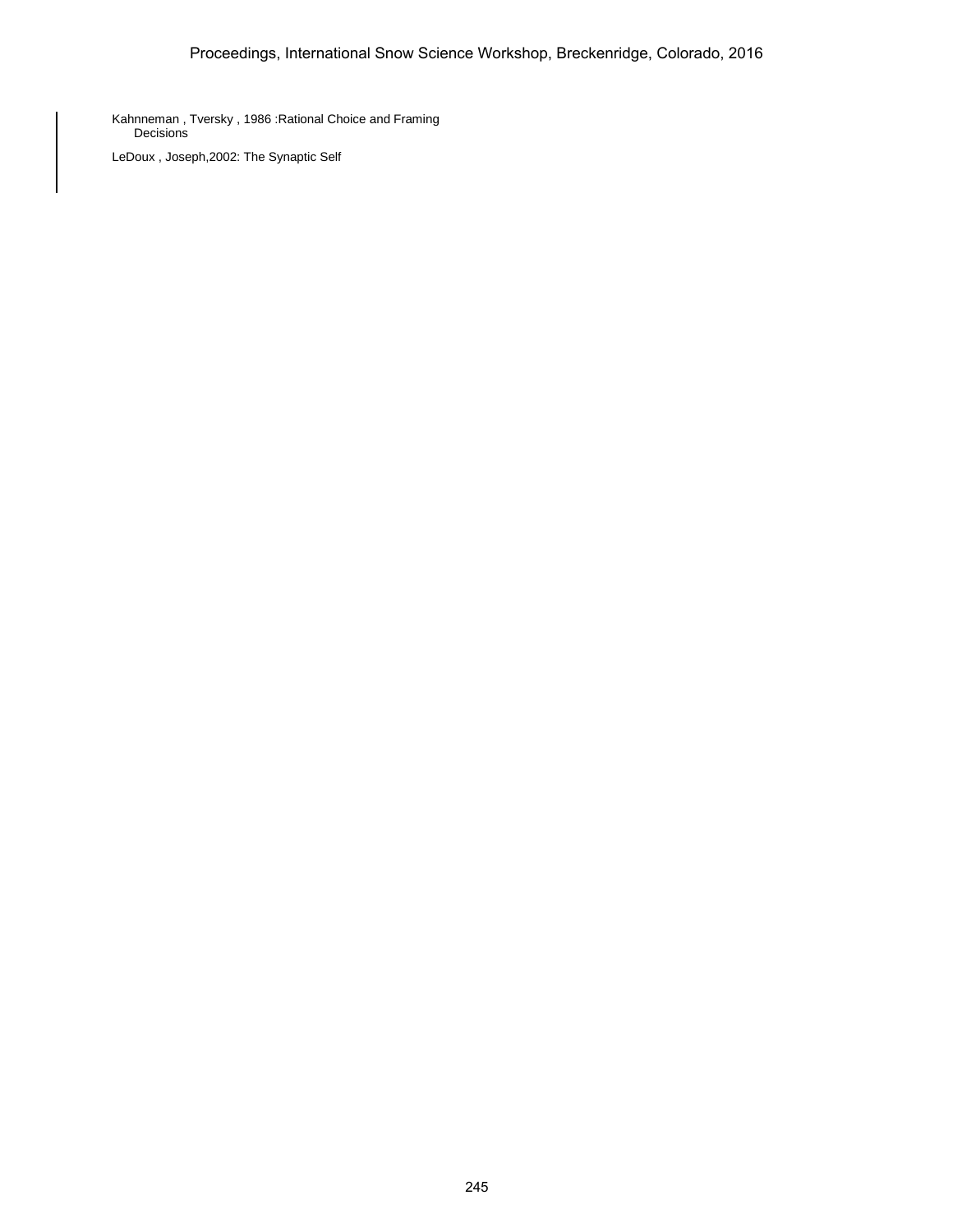Kahnneman , Tversky , 1986 :Rational Choice and Framing Decisions

LeDoux , Joseph,2002: The Synaptic Self